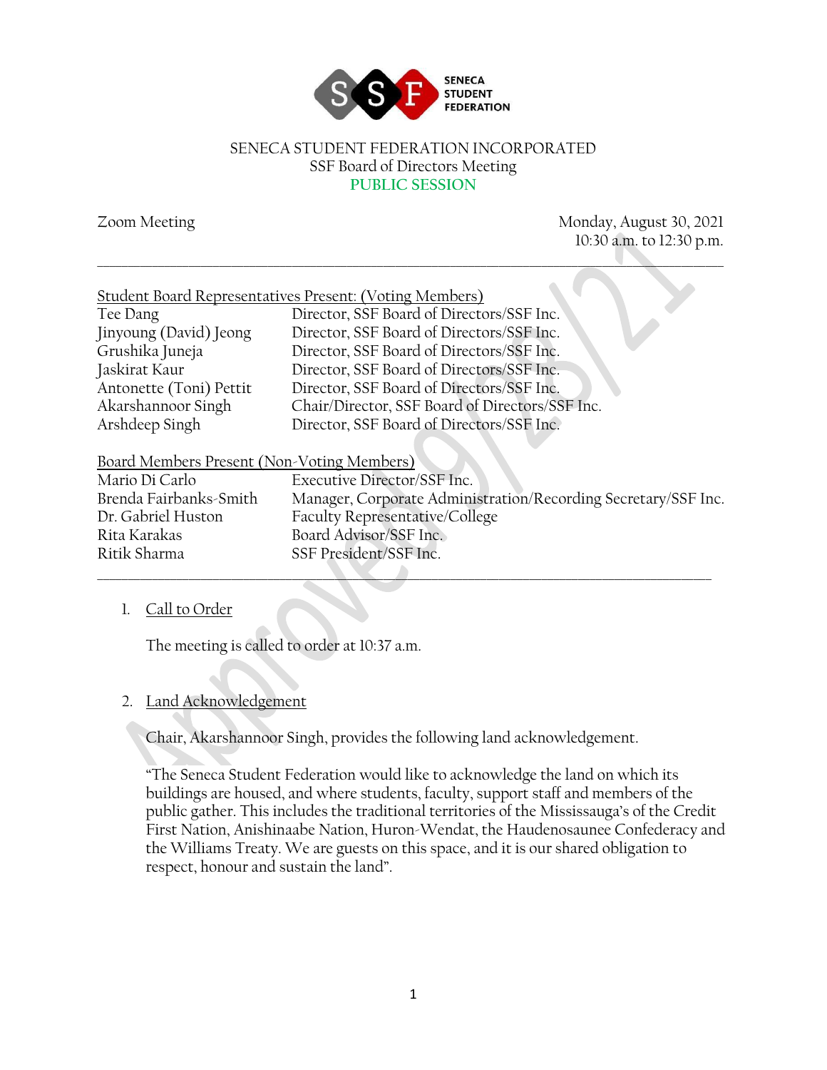SENECA STUDENT FEDERATION

SENECA STUDENT FEDERATION INCORPORATED
SSF Board of Directors Meeting
PUBLIC SESSION

Zoom Meeting

Monday, August 30, 2021
10:30 a.m. to 12:30 p.m.

---

Student Board Representatives Present: (Voting Members)

| | |
|---|---|
| Tee Dang | Director, SSF Board of Directors/SSF Inc. |
| Jinyoung (David) Jeong | Director, SSF Board of Directors/SSF Inc. |
| Grushika Juneja | Director, SSF Board of Directors/SSF Inc. |
| Jaskirat Kaur | Director, SSF Board of Directors/SSF Inc. |
| Antonette (Toni) Pettit | Director, SSF Board of Directors/SSF Inc. |
| Akarshannoor Singh | Chair/Director, SSF Board of Directors/SSF Inc. |
| Arshdeep Singh | Director, SSF Board of Directors/SSF Inc. |

Board Members Present (Non-Voting Members)

| | |
|---|---|
| Mario Di Carlo | Executive Director/SSF Inc. |
| Brenda Fairbanks-Smith | Manager, Corporate Administration/Recording Secretary/SSF Inc. |
| Dr. Gabriel Huston | Faculty Representative/College |
| Rita Karakas | Board Advisor/SSF Inc. |
| Ritik Sharma | SSF President/SSF Inc. |

---

1. Call to Order

   The meeting is called to order at 10:37 a.m.

2. Land Acknowledgement

   Chair, Akarshannoor Singh, provides the following land acknowledgement.

   "The Seneca Student Federation would like to acknowledge the land on which its buildings are housed, and where students, faculty, support staff and members of the public gather. This includes the traditional territories of the Mississauga's of the Credit First Nation, Anishinaabe Nation, Huron-Wendat, the Haudenosaunee Confederacy and the Williams Treaty. We are guests on this space, and it is our shared obligation to respect, honour and sustain the land".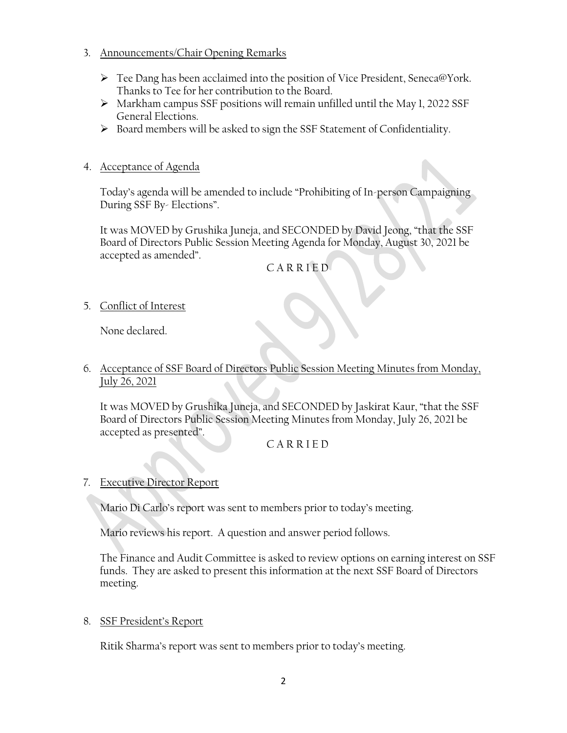3. Announcements/Chair Opening Remarks

   - Tee Dang has been acclaimed into the position of Vice President, Seneca@York. Thanks to Tee for her contribution to the Board.
   - Markham campus SSF positions will remain unfilled until the May 1, 2022 SSF General Elections.
   - Board members will be asked to sign the SSF Statement of Confidentiality.

4. Acceptance of Agenda

   Today's agenda will be amended to include "Prohibiting of In-person Campaigning During SSF By- Elections".

   It was MOVED by Grushika Juneja, and SECONDED by David Jeong, "that the SSF Board of Directors Public Session Meeting Agenda for Monday, August 30, 2021 be accepted as amended".

   C A R R I E D

5. Conflict of Interest

   None declared.

6. Acceptance of SSF Board of Directors Public Session Meeting Minutes from Monday, July 26, 2021

   It was MOVED by Grushika Juneja, and SECONDED by Jaskirat Kaur, "that the SSF Board of Directors Public Session Meeting Minutes from Monday, July 26, 2021 be accepted as presented".

   C A R R I E D

7. Executive Director Report

   Mario Di Carlo's report was sent to members prior to today's meeting.

   Mario reviews his report. A question and answer period follows.

   The Finance and Audit Committee is asked to review options on earning interest on SSF funds. They are asked to present this information at the next SSF Board of Directors meeting.

8. SSF President's Report

   Ritik Sharma's report was sent to members prior to today's meeting.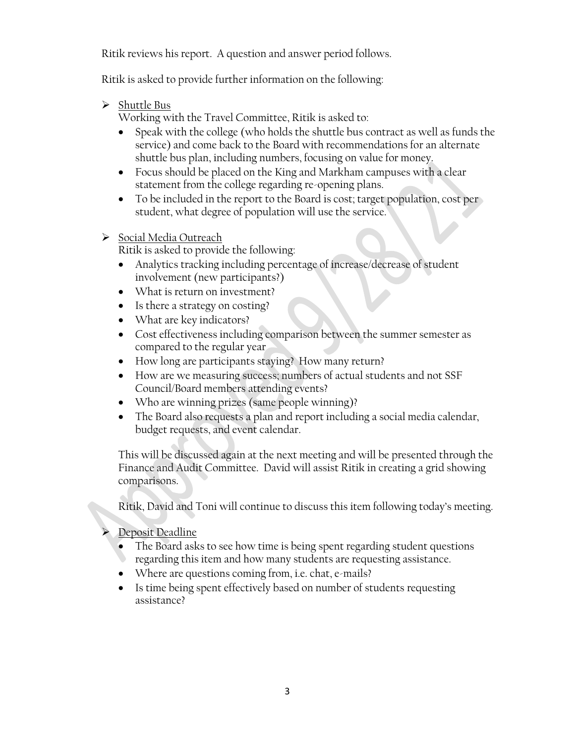Ritik reviews his report. A question and answer period follows.

Ritik is asked to provide further information on the following:

- <u>Shuttle Bus</u>

  Working with the Travel Committee, Ritik is asked to:

  - Speak with the college (who holds the shuttle bus contract as well as funds the service) and come back to the Board with recommendations for an alternate shuttle bus plan, including numbers, focusing on value for money.
  - Focus should be placed on the King and Markham campuses with a clear statement from the college regarding re-opening plans.
  - To be included in the report to the Board is cost; target population, cost per student, what degree of population will use the service.

- <u>Social Media Outreach</u>

  Ritik is asked to provide the following:

  - Analytics tracking including percentage of increase/decrease of student involvement (new participants?)
  - What is return on investment?
  - Is there a strategy on costing?
  - What are key indicators?
  - Cost effectiveness including comparison between the summer semester as compared to the regular year
  - How long are participants staying? How many return?
  - How are we measuring success; numbers of actual students and not SSF Council/Board members attending events?
  - Who are winning prizes (same people winning)?
  - The Board also requests a plan and report including a social media calendar, budget requests, and event calendar.

  This will be discussed again at the next meeting and will be presented through the Finance and Audit Committee. David will assist Ritik in creating a grid showing comparisons.

  Ritik, David and Toni will continue to discuss this item following today's meeting.

- <u>Deposit Deadline</u>

  - The Board asks to see how time is being spent regarding student questions regarding this item and how many students are requesting assistance.
  - Where are questions coming from, i.e. chat, e-mails?
  - Is time being spent effectively based on number of students requesting assistance?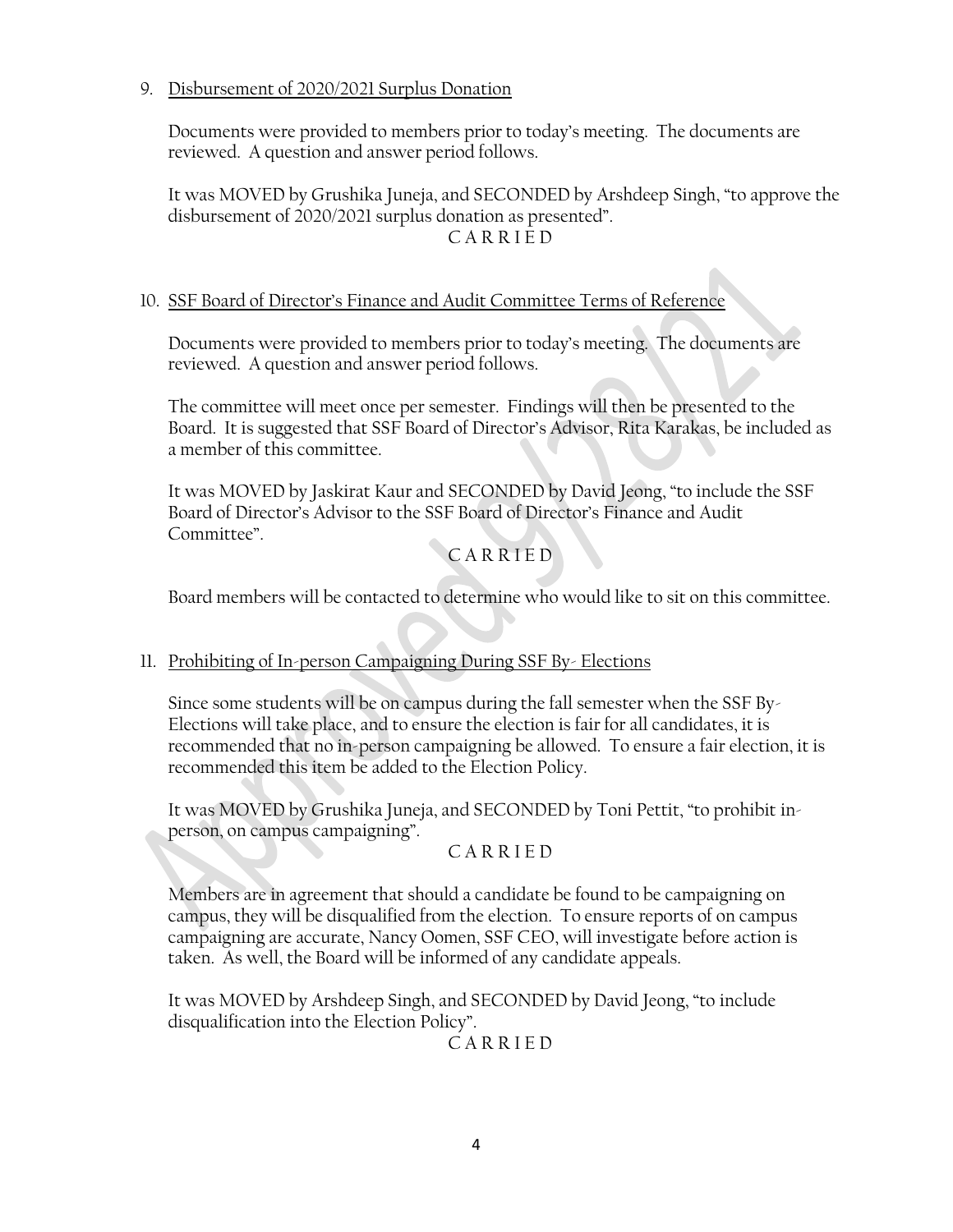9. Disbursement of 2020/2021 Surplus Donation

   Documents were provided to members prior to today's meeting. The documents are reviewed. A question and answer period follows.

   It was MOVED by Grushika Juneja, and SECONDED by Arshdeep Singh, "to approve the disbursement of 2020/2021 surplus donation as presented".

   C A R R I E D

10. SSF Board of Director's Finance and Audit Committee Terms of Reference

    Documents were provided to members prior to today's meeting. The documents are reviewed. A question and answer period follows.

    The committee will meet once per semester. Findings will then be presented to the Board. It is suggested that SSF Board of Director's Advisor, Rita Karakas, be included as a member of this committee.

    It was MOVED by Jaskirat Kaur and SECONDED by David Jeong, "to include the SSF Board of Director's Advisor to the SSF Board of Director's Finance and Audit Committee".

    C A R R I E D

    Board members will be contacted to determine who would like to sit on this committee.

11. Prohibiting of In-person Campaigning During SSF By- Elections

    Since some students will be on campus during the fall semester when the SSF By-Elections will take place, and to ensure the election is fair for all candidates, it is recommended that no in-person campaigning be allowed. To ensure a fair election, it is recommended this item be added to the Election Policy.

    It was MOVED by Grushika Juneja, and SECONDED by Toni Pettit, "to prohibit in-person, on campus campaigning".

    C A R R I E D

    Members are in agreement that should a candidate be found to be campaigning on campus, they will be disqualified from the election. To ensure reports of on campus campaigning are accurate, Nancy Oomen, SSF CEO, will investigate before action is taken. As well, the Board will be informed of any candidate appeals.

    It was MOVED by Arshdeep Singh, and SECONDED by David Jeong, "to include disqualification into the Election Policy".

    C A R R I E D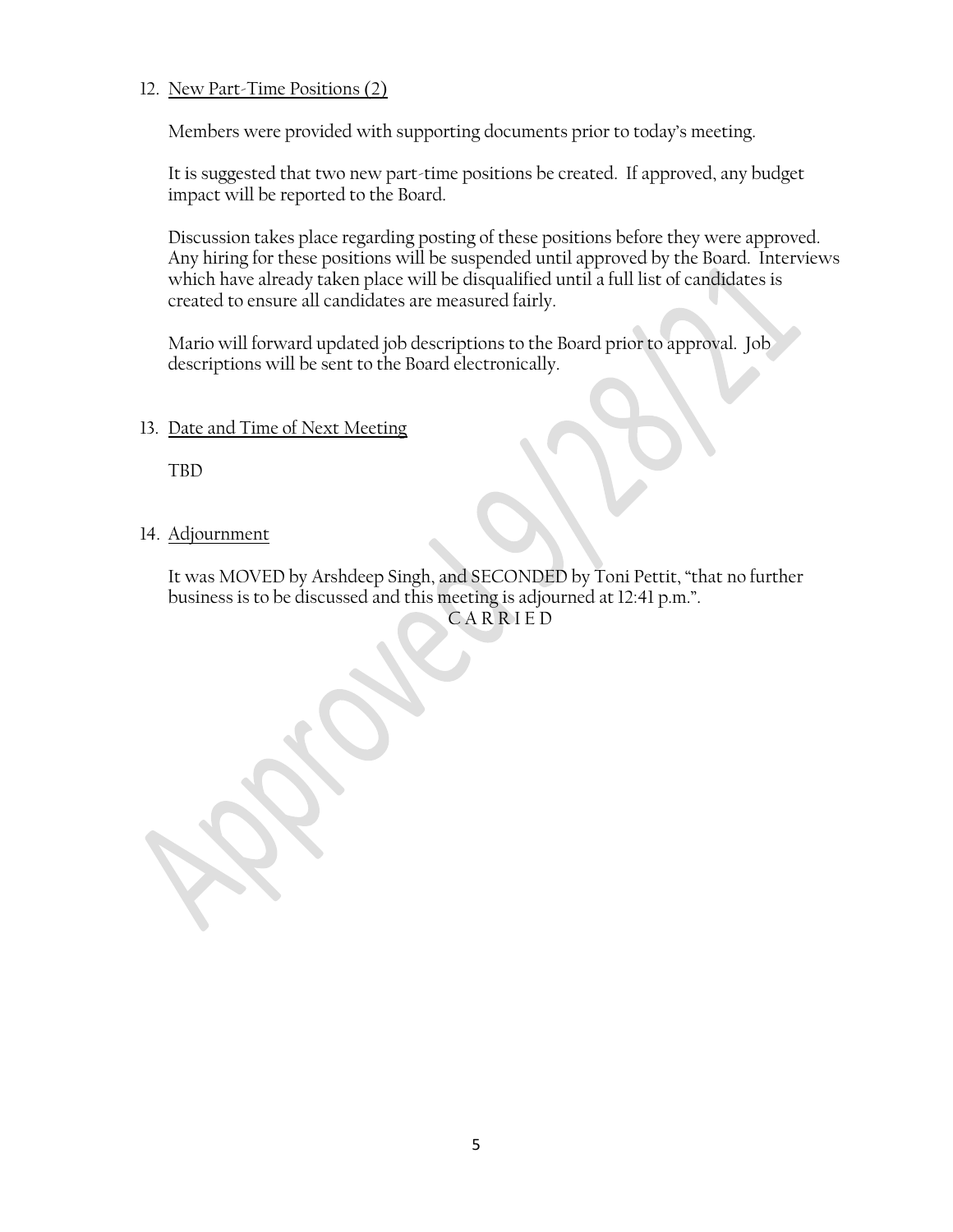12. New Part-Time Positions (2)

    Members were provided with supporting documents prior to today's meeting.

    It is suggested that two new part-time positions be created. If approved, any budget impact will be reported to the Board.

    Discussion takes place regarding posting of these positions before they were approved. Any hiring for these positions will be suspended until approved by the Board. Interviews which have already taken place will be disqualified until a full list of candidates is created to ensure all candidates are measured fairly.

    Mario will forward updated job descriptions to the Board prior to approval. Job descriptions will be sent to the Board electronically.

13. Date and Time of Next Meeting

    TBD

14. Adjournment

    It was MOVED by Arshdeep Singh, and SECONDED by Toni Pettit, "that no further business is to be discussed and this meeting is adjourned at 12:41 p.m.".

    C A R R I E D

Approved 9/28/21